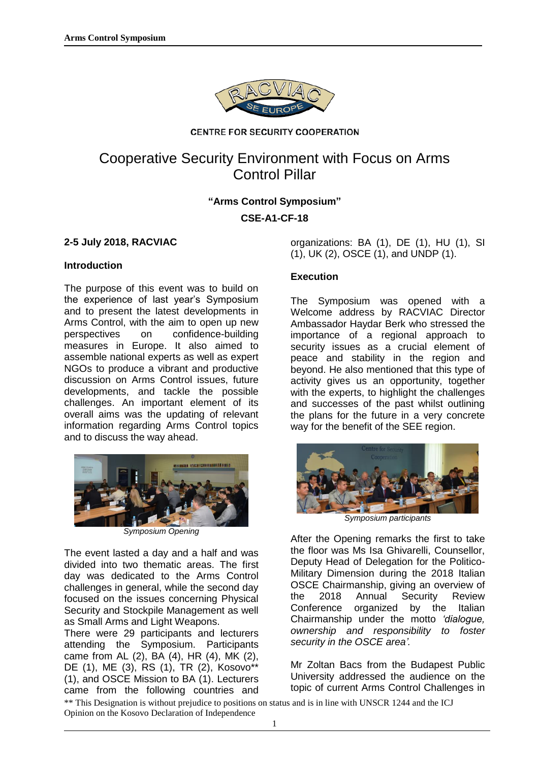CENTRE FOR SECURITY COOPERATION

# Cooperative Security Environment with Focus on Arms Control Pillar

**"Arms Control Symposium"**

**CSE-A1-CF-18**

**2-5 July 2018, RACVIAC**

## Introduction

The purpose of this event was to build on the experience of last year's Symposium and to present the latest developments in Arms Control, with the aim to open up new perspectives on confidence-building measures in Europe. It also aimed to assemble national experts as well as expert NGOs to produce a vibrant and productive discussion on Arms Control issues, future developments, and tackle the possible challenges. An important element of its overall aims was the updating of relevant information regarding Arms Control topics and to discuss the way ahead.

*Symposium Opening*

The event lasted a day and a half and was divided into two thematic areas. The first day was dedicated to the Arms Control challenges in general, while the second day focused on the issues concerning Physical Security and Stockpile Management as well as Small Arms and Light Weapons.

There were 29 participants and lecturers attending the Symposium. Participants came from AL (2), BA (4), HR (4), MK (2), DE (1), ME (3), RS (1), TR (2), Kosovo** (1), and OSCE Mission to BA (1). Lecturers came from the following countries and organizations: BA (1), DE (1), HU (1), SI (1), UK (2), OSCE (1), and UNDP (1).

## Execution

The Symposium was opened with a Welcome address by RACVIAC Director Ambassador Haydar Berk who stressed the importance of a regional approach to security issues as a crucial element of peace and stability in the region and beyond. He also mentioned that this type of activity gives us an opportunity, together with the experts, to highlight the challenges and successes of the past whilst outlining the plans for the future in a very concrete way for the benefit of the SEE region.

*Symposium participants*

After the Opening remarks the first to take the floor was Ms Isa Ghivarelli, Counsellor, Deputy Head of Delegation for the Politico-Military Dimension during the 2018 Italian OSCE Chairmanship, giving an overview of the 2018 Annual Security Review Conference organized by the Italian Chairmanship under the motto *'dialogue, ownership and responsibility to foster security in the OSCE area'.*

Mr Zoltan Bacs from the Budapest Public University addressed the audience on the topic of current Arms Control Challenges in

** This Designation is without prejudice to positions on status and is in line with UNSCR 1244 and the ICJ Opinion on the Kosovo Declaration of Independence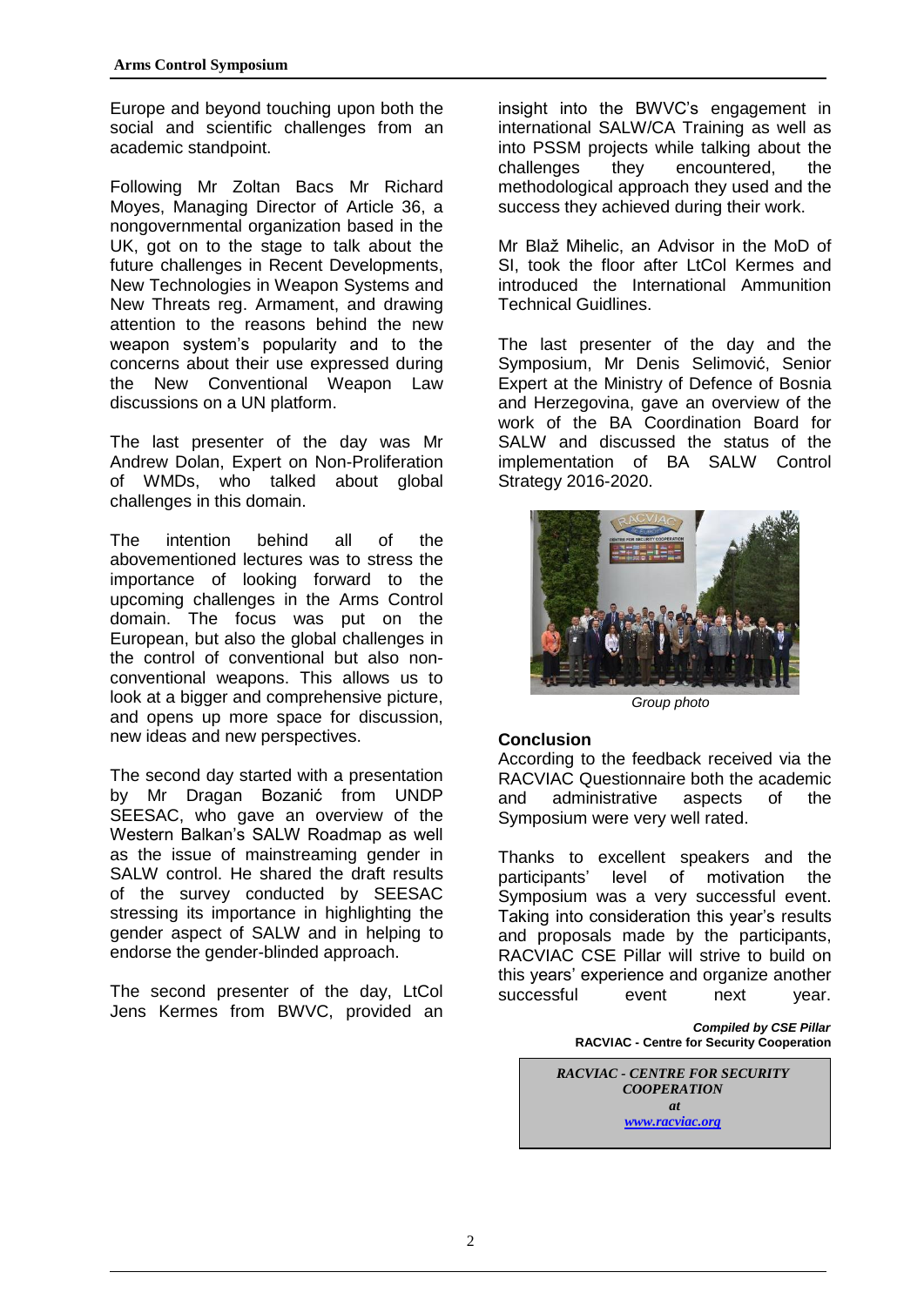Europe and beyond touching upon both the social and scientific challenges from an academic standpoint.

Following Mr Zoltan Bacs Mr Richard Moyes, Managing Director of Article 36, a nongovernmental organization based in the UK, got on to the stage to talk about the future challenges in Recent Developments, New Technologies in Weapon Systems and New Threats reg. Armament, and drawing attention to the reasons behind the new weapon system's popularity and to the concerns about their use expressed during the New Conventional Weapon Law discussions on a UN platform.

The last presenter of the day was Mr Andrew Dolan, Expert on Non-Proliferation of WMDs, who talked about global challenges in this domain.

The intention behind all of the abovementioned lectures was to stress the importance of looking forward to the upcoming challenges in the Arms Control domain. The focus was put on the European, but also the global challenges in the control of conventional but also non-conventional weapons. This allows us to look at a bigger and comprehensive picture, and opens up more space for discussion, new ideas and new perspectives.

The second day started with a presentation by Mr Dragan Bozanić from UNDP SEESAC, who gave an overview of the Western Balkan's SALW Roadmap as well as the issue of mainstreaming gender in SALW control. He shared the draft results of the survey conducted by SEESAC stressing its importance in highlighting the gender aspect of SALW and in helping to endorse the gender-blinded approach.

The second presenter of the day, LtCol Jens Kermes from BWVC, provided an insight into the BWVC's engagement in international SALW/CA Training as well as into PSSM projects while talking about the challenges they encountered, the methodological approach they used and the success they achieved during their work.

Mr Blaž Mihelic, an Advisor in the MoD of SI, took the floor after LtCol Kermes and introduced the International Ammunition Technical Guidlines.

The last presenter of the day and the Symposium, Mr Denis Selimović, Senior Expert at the Ministry of Defence of Bosnia and Herzegovina, gave an overview of the work of the BA Coordination Board for SALW and discussed the status of the implementation of BA SALW Control Strategy 2016-2020.

*Group photo*

## Conclusion

According to the feedback received via the RACVIAC Questionnaire both the academic and administrative aspects of the Symposium were very well rated.

Thanks to excellent speakers and the participants' level of motivation the Symposium was a very successful event. Taking into consideration this year's results and proposals made by the participants, RACVIAC CSE Pillar will strive to build on this years' experience and organize another successful event next year.

***Compiled by CSE Pillar***
**RACVIAC - Centre for Security Cooperation**

***RACVIAC - CENTRE FOR SECURITY COOPERATION***
***at***
***www.racviac.org***